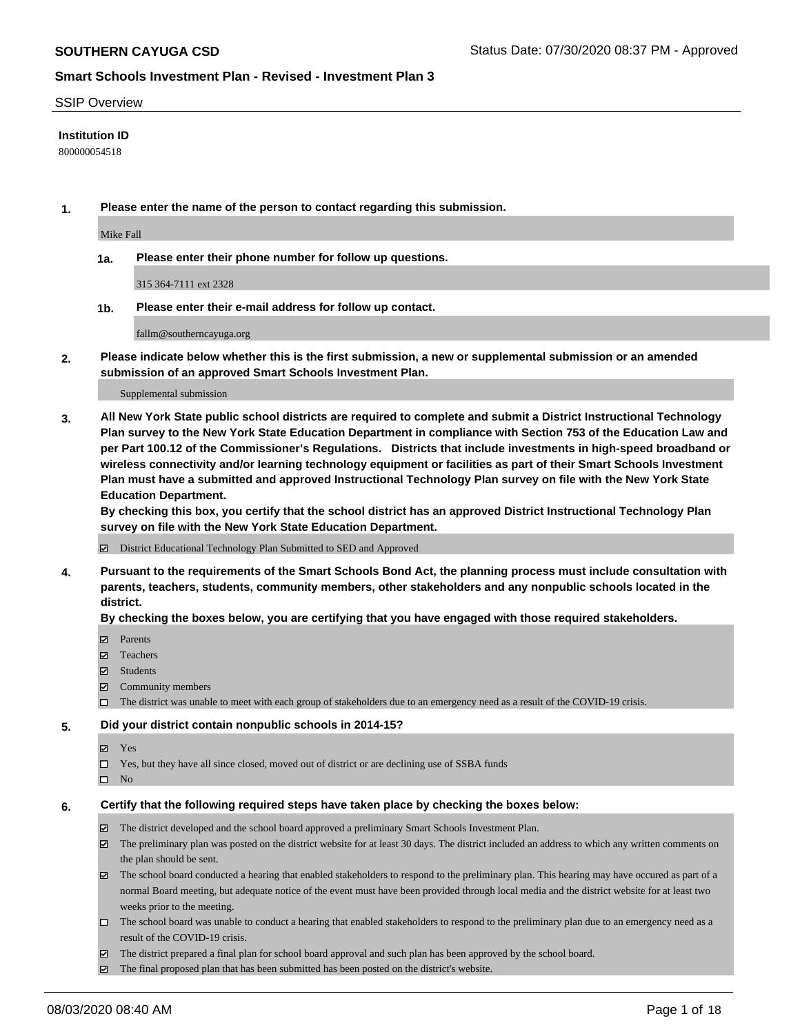# SSIP Overview

### Institution ID

800000054518

**1. Please enter the name of the person to contact regarding this submission.**

Mike Fall

**1a. Please enter their phone number for follow up questions.**

315 364-7111 ext 2328

**1b. Please enter their e-mail address for follow up contact.**

fallm@southerncayuga.org

**2. Please indicate below whether this is the first submission, a new or supplemental submission or an amended submission of an approved Smart Schools Investment Plan.**

Supplemental submission

**3. All New York State public school districts are required to complete and submit a District Instructional Technology Plan survey to the New York State Education Department in compliance with Section 753 of the Education Law and per Part 100.12 of the Commissioner's Regulations. Districts that include investments in high-speed broadband or wireless connectivity and/or learning technology equipment or facilities as part of their Smart Schools Investment Plan must have a submitted and approved Instructional Technology Plan survey on file with the New York State Education Department.**

**By checking this box, you certify that the school district has an approved District Instructional Technology Plan survey on file with the New York State Education Department.**

- ☑ District Educational Technology Plan Submitted to SED and Approved

**4. Pursuant to the requirements of the Smart Schools Bond Act, the planning process must include consultation with parents, teachers, students, community members, other stakeholders and any nonpublic schools located in the district.**

**By checking the boxes below, you are certifying that you have engaged with those required stakeholders.**

- ☑ Parents
- ☑ Teachers
- ☑ Students
- ☑ Community members
- ☐ The district was unable to meet with each group of stakeholders due to an emergency need as a result of the COVID-19 crisis.

**5. Did your district contain nonpublic schools in 2014-15?**

- ☑ Yes
- ☐ Yes, but they have all since closed, moved out of district or are declining use of SSBA funds
- ☐ No

**6. Certify that the following required steps have taken place by checking the boxes below:**

- ☑ The district developed and the school board approved a preliminary Smart Schools Investment Plan.
- ☑ The preliminary plan was posted on the district website for at least 30 days. The district included an address to which any written comments on the plan should be sent.
- ☑ The school board conducted a hearing that enabled stakeholders to respond to the preliminary plan. This hearing may have occured as part of a normal Board meeting, but adequate notice of the event must have been provided through local media and the district website for at least two weeks prior to the meeting.
- ☐ The school board was unable to conduct a hearing that enabled stakeholders to respond to the preliminary plan due to an emergency need as a result of the COVID-19 crisis.
- ☑ The district prepared a final plan for school board approval and such plan has been approved by the school board.
- ☑ The final proposed plan that has been submitted has been posted on the district's website.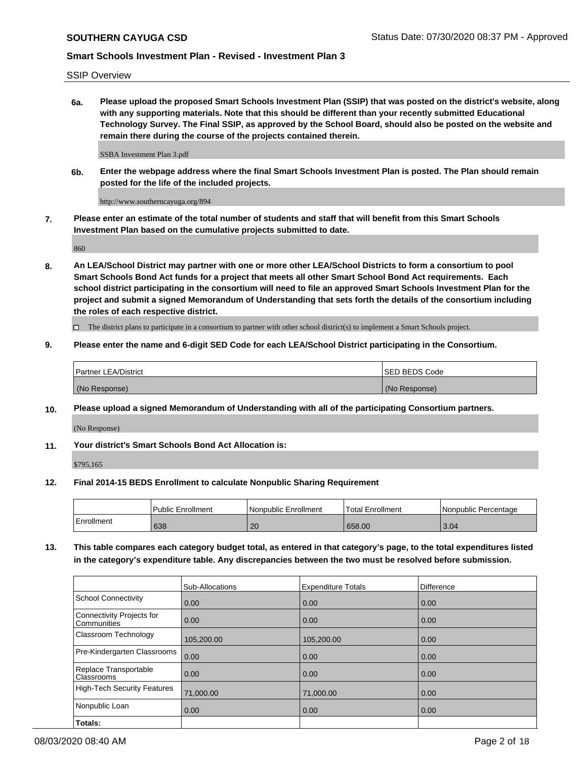SSIP Overview

**6a. Please upload the proposed Smart Schools Investment Plan (SSIP) that was posted on the district's website, along with any supporting materials. Note that this should be different than your recently submitted Educational Technology Survey. The Final SSIP, as approved by the School Board, should also be posted on the website and remain there during the course of the projects contained therein.**

SSBA Investment Plan 3.pdf

**6b. Enter the webpage address where the final Smart Schools Investment Plan is posted. The Plan should remain posted for the life of the included projects.**

http://www.southerncayuga.org/894

**7. Please enter an estimate of the total number of students and staff that will benefit from this Smart Schools Investment Plan based on the cumulative projects submitted to date.**

860

**8. An LEA/School District may partner with one or more other LEA/School Districts to form a consortium to pool Smart Schools Bond Act funds for a project that meets all other Smart School Bond Act requirements. Each school district participating in the consortium will need to file an approved Smart Schools Investment Plan for the project and submit a signed Memorandum of Understanding that sets forth the details of the consortium including the roles of each respective district.**

☐ The district plans to participate in a consortium to partner with other school district(s) to implement a Smart Schools project.

**9. Please enter the name and 6-digit SED Code for each LEA/School District participating in the Consortium.**

| Partner LEA/District | SED BEDS Code |
|---|---|
| (No Response) | (No Response) |

**10. Please upload a signed Memorandum of Understanding with all of the participating Consortium partners.**

(No Response)

**11. Your district's Smart Schools Bond Act Allocation is:**

$795,165

**12. Final 2014-15 BEDS Enrollment to calculate Nonpublic Sharing Requirement**

| | Public Enrollment | Nonpublic Enrollment | Total Enrollment | Nonpublic Percentage |
|---|---|---|---|---|
| Enrollment | 638 | 20 | 658.00 | 3.04 |

**13. This table compares each category budget total, as entered in that category's page, to the total expenditures listed in the category's expenditure table. Any discrepancies between the two must be resolved before submission.**

| | Sub-Allocations | Expenditure Totals | Difference |
|---|---|---|---|
| School Connectivity | 0.00 | 0.00 | 0.00 |
| Connectivity Projects for Communities | 0.00 | 0.00 | 0.00 |
| Classroom Technology | 105,200.00 | 105,200.00 | 0.00 |
| Pre-Kindergarten Classrooms | 0.00 | 0.00 | 0.00 |
| Replace Transportable Classrooms | 0.00 | 0.00 | 0.00 |
| High-Tech Security Features | 71,000.00 | 71,000.00 | 0.00 |
| Nonpublic Loan | 0.00 | 0.00 | 0.00 |
| **Totals:** | | | |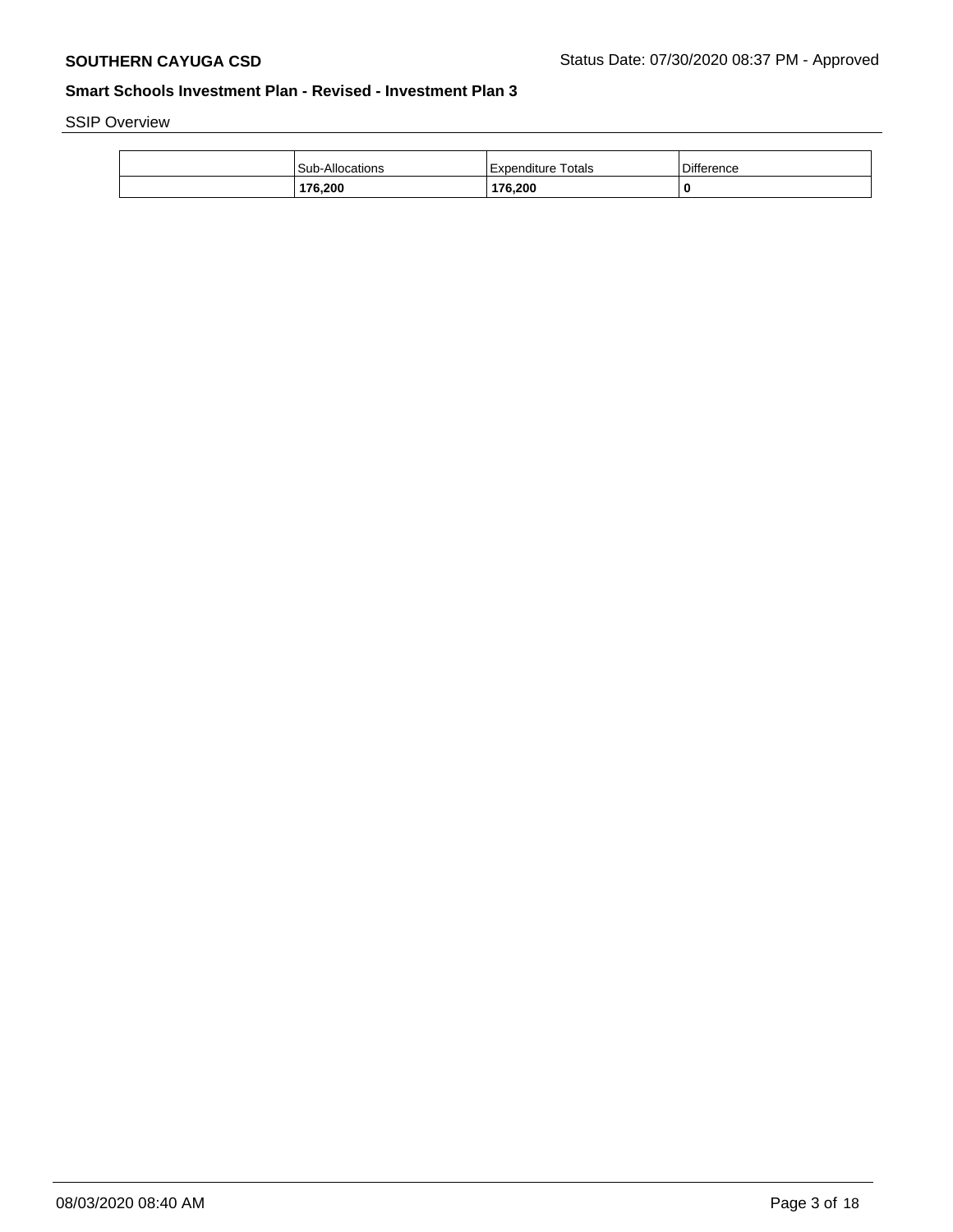SSIP Overview

|  | Sub-Allocations | Expenditure Totals | Difference |
|---|---|---|---|
|  | **176,200** | **176,200** | **0** |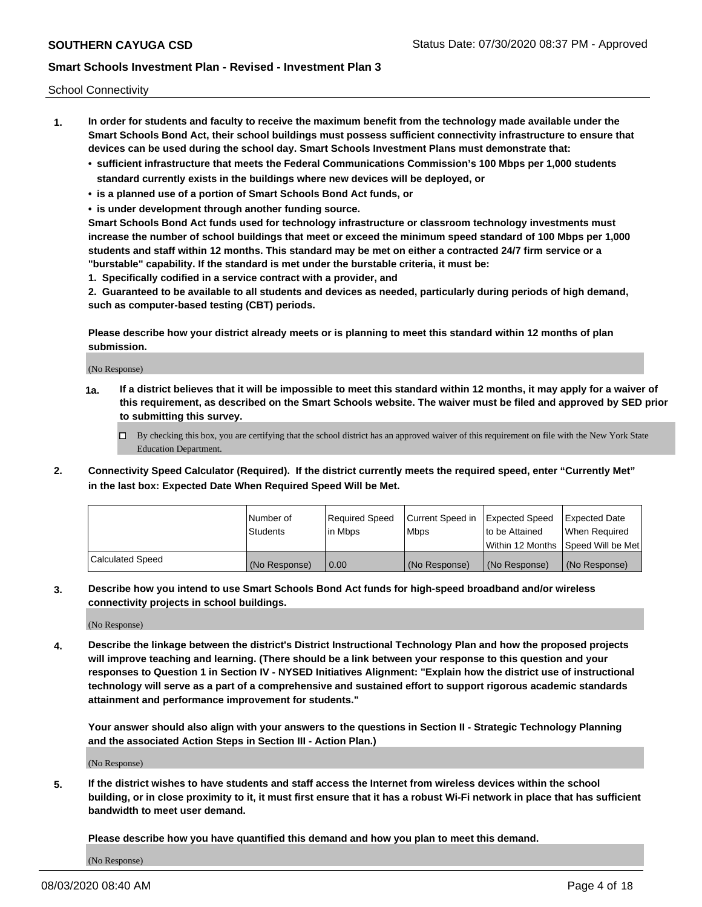School Connectivity

1. **In order for students and faculty to receive the maximum benefit from the technology made available under the Smart Schools Bond Act, their school buildings must possess sufficient connectivity infrastructure to ensure that devices can be used during the school day. Smart Schools Investment Plans must demonstrate that:**
   - **sufficient infrastructure that meets the Federal Communications Commission's 100 Mbps per 1,000 students standard currently exists in the buildings where new devices will be deployed, or**
   - **is a planned use of a portion of Smart Schools Bond Act funds, or**
   - **is under development through another funding source.**

   **Smart Schools Bond Act funds used for technology infrastructure or classroom technology investments must increase the number of school buildings that meet or exceed the minimum speed standard of 100 Mbps per 1,000 students and staff within 12 months. This standard may be met on either a contracted 24/7 firm service or a "burstable" capability. If the standard is met under the burstable criteria, it must be:**

   **1. Specifically codified in a service contract with a provider, and**

   **2. Guaranteed to be available to all students and devices as needed, particularly during periods of high demand, such as computer-based testing (CBT) periods.**

   **Please describe how your district already meets or is planning to meet this standard within 12 months of plan submission.**

   (No Response)

   **1a. If a district believes that it will be impossible to meet this standard within 12 months, it may apply for a waiver of this requirement, as described on the Smart Schools website. The waiver must be filed and approved by SED prior to submitting this survey.**

   ☐ By checking this box, you are certifying that the school district has an approved waiver of this requirement on file with the New York State Education Department.

2. **Connectivity Speed Calculator (Required). If the district currently meets the required speed, enter "Currently Met" in the last box: Expected Date When Required Speed Will be Met.**

| | Number of Students | Required Speed in Mbps | Current Speed in Mbps | Expected Speed to be Attained Within 12 Months | Expected Date When Required Speed Will be Met |
|---|---|---|---|---|---|
| Calculated Speed | (No Response) | 0.00 | (No Response) | (No Response) | (No Response) |

3. **Describe how you intend to use Smart Schools Bond Act funds for high-speed broadband and/or wireless connectivity projects in school buildings.**

   (No Response)

4. **Describe the linkage between the district's District Instructional Technology Plan and how the proposed projects will improve teaching and learning. (There should be a link between your response to this question and your responses to Question 1 in Section IV - NYSED Initiatives Alignment: "Explain how the district use of instructional technology will serve as a part of a comprehensive and sustained effort to support rigorous academic standards attainment and performance improvement for students."**

   **Your answer should also align with your answers to the questions in Section II - Strategic Technology Planning and the associated Action Steps in Section III - Action Plan.)**

   (No Response)

5. **If the district wishes to have students and staff access the Internet from wireless devices within the school building, or in close proximity to it, it must first ensure that it has a robust Wi-Fi network in place that has sufficient bandwidth to meet user demand.**

   **Please describe how you have quantified this demand and how you plan to meet this demand.**

   (No Response)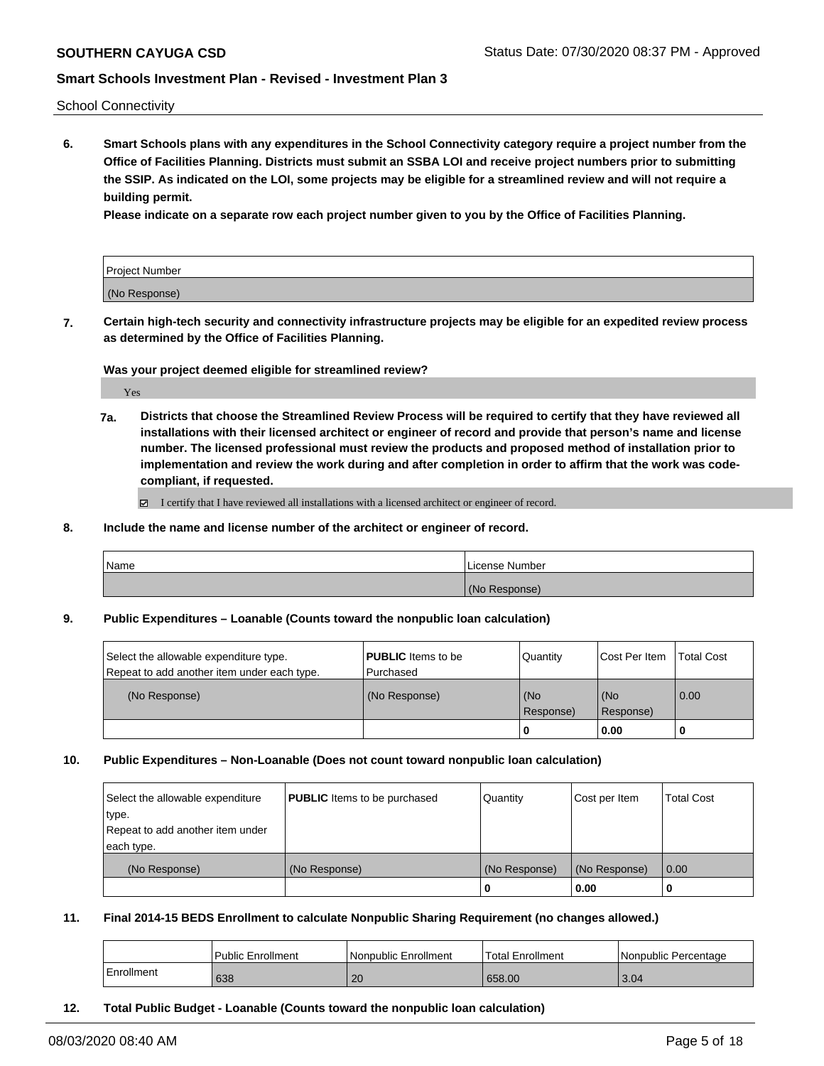School Connectivity

**6. Smart Schools plans with any expenditures in the School Connectivity category require a project number from the Office of Facilities Planning. Districts must submit an SSBA LOI and receive project numbers prior to submitting the SSIP. As indicated on the LOI, some projects may be eligible for a streamlined review and will not require a building permit.**

**Please indicate on a separate row each project number given to you by the Office of Facilities Planning.**

| Project Number |
| --- |
| (No Response) |

**7. Certain high-tech security and connectivity infrastructure projects may be eligible for an expedited review process as determined by the Office of Facilities Planning.**

**Was your project deemed eligible for streamlined review?**

Yes

**7a. Districts that choose the Streamlined Review Process will be required to certify that they have reviewed all installations with their licensed architect or engineer of record and provide that person's name and license number. The licensed professional must review the products and proposed method of installation prior to implementation and review the work during and after completion in order to affirm that the work was code-compliant, if requested.**

☑ I certify that I have reviewed all installations with a licensed architect or engineer of record.

**8. Include the name and license number of the architect or engineer of record.**

| Name | License Number |
| --- | --- |
| | (No Response) |

**9. Public Expenditures – Loanable (Counts toward the nonpublic loan calculation)**

| Select the allowable expenditure type. Repeat to add another item under each type. | **PUBLIC** Items to be Purchased | Quantity | Cost Per Item | Total Cost |
| --- | --- | --- | --- | --- |
| (No Response) | (No Response) | (No Response) | (No Response) | 0.00 |
| | | **0** | **0.00** | **0** |

**10. Public Expenditures – Non-Loanable (Does not count toward nonpublic loan calculation)**

| Select the allowable expenditure type. Repeat to add another item under each type. | **PUBLIC** Items to be purchased | Quantity | Cost per Item | Total Cost |
| --- | --- | --- | --- | --- |
| (No Response) | (No Response) | (No Response) | (No Response) | 0.00 |
| | | **0** | **0.00** | **0** |

**11. Final 2014-15 BEDS Enrollment to calculate Nonpublic Sharing Requirement (no changes allowed.)**

| | Public Enrollment | Nonpublic Enrollment | Total Enrollment | Nonpublic Percentage |
| --- | --- | --- | --- | --- |
| Enrollment | 638 | 20 | 658.00 | 3.04 |

**12. Total Public Budget - Loanable (Counts toward the nonpublic loan calculation)**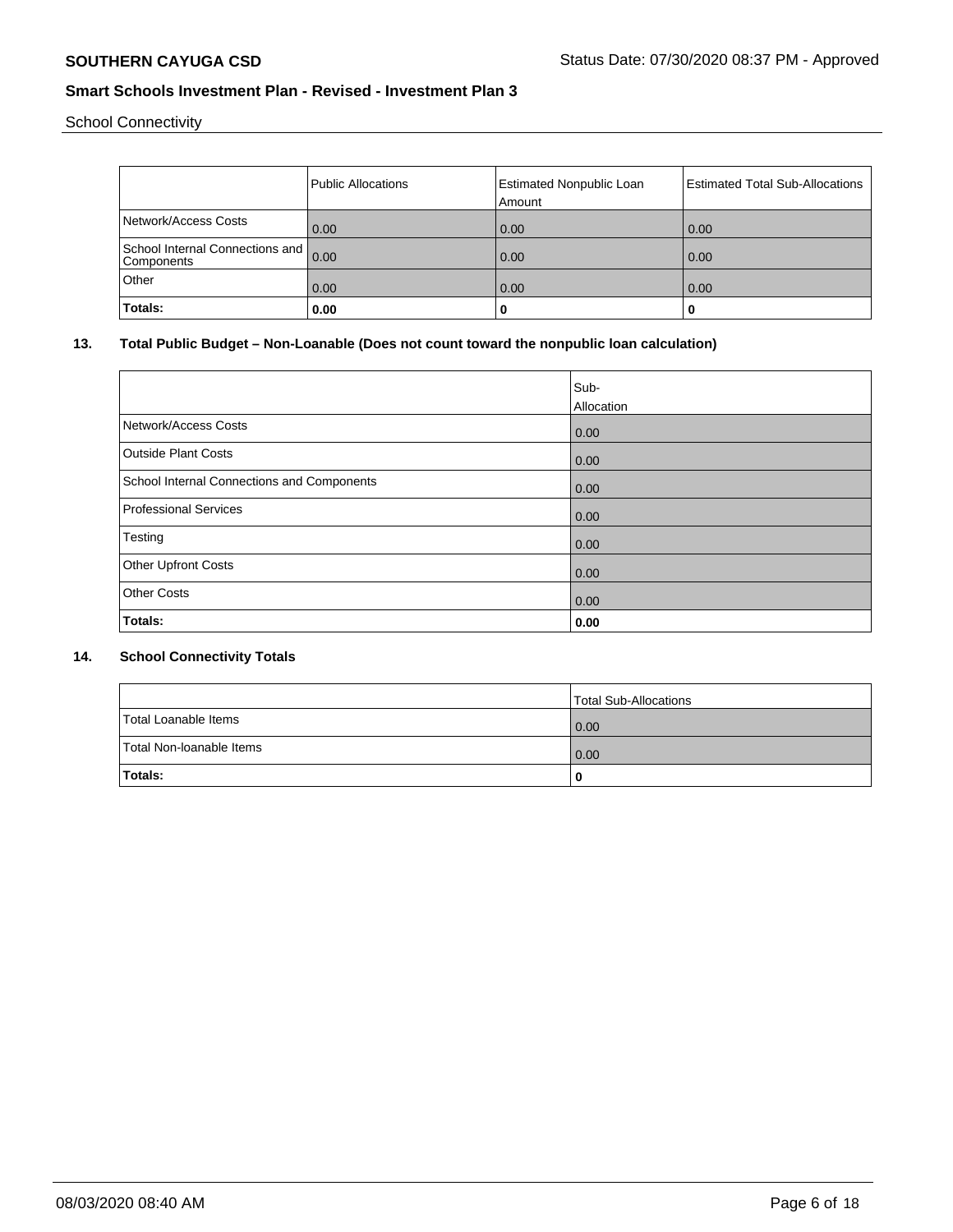School Connectivity

| | Public Allocations | Estimated Nonpublic Loan Amount | Estimated Total Sub-Allocations |
|---|---|---|---|
| Network/Access Costs | 0.00 | 0.00 | 0.00 |
| School Internal Connections and Components | 0.00 | 0.00 | 0.00 |
| Other | 0.00 | 0.00 | 0.00 |
| **Totals:** | **0.00** | **0** | **0** |

## 13. Total Public Budget – Non-Loanable (Does not count toward the nonpublic loan calculation)

| | Sub-Allocation |
|---|---|
| Network/Access Costs | 0.00 |
| Outside Plant Costs | 0.00 |
| School Internal Connections and Components | 0.00 |
| Professional Services | 0.00 |
| Testing | 0.00 |
| Other Upfront Costs | 0.00 |
| Other Costs | 0.00 |
| **Totals:** | **0.00** |

## 14. School Connectivity Totals

| | Total Sub-Allocations |
|---|---|
| Total Loanable Items | 0.00 |
| Total Non-loanable Items | 0.00 |
| **Totals:** | **0** |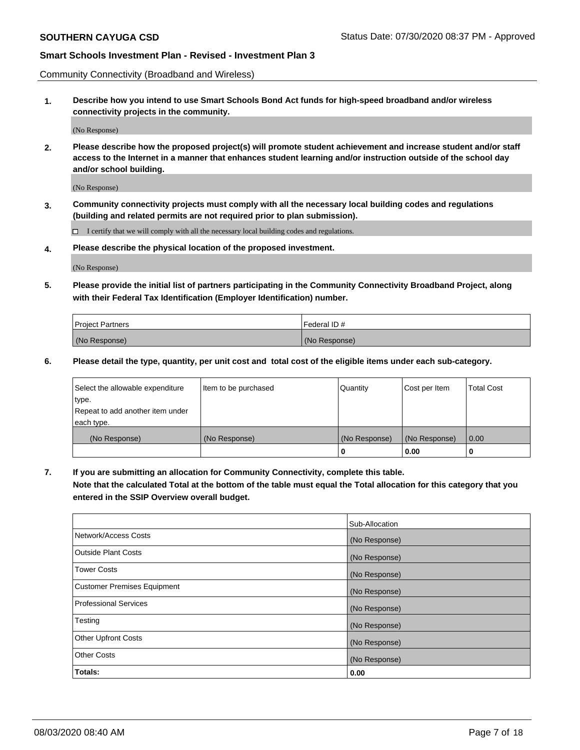Community Connectivity (Broadband and Wireless)

**1. Describe how you intend to use Smart Schools Bond Act funds for high-speed broadband and/or wireless connectivity projects in the community.**

(No Response)

**2. Please describe how the proposed project(s) will promote student achievement and increase student and/or staff access to the Internet in a manner that enhances student learning and/or instruction outside of the school day and/or school building.**

(No Response)

**3. Community connectivity projects must comply with all the necessary local building codes and regulations (building and related permits are not required prior to plan submission).**

☐ I certify that we will comply with all the necessary local building codes and regulations.

**4. Please describe the physical location of the proposed investment.**

(No Response)

**5. Please provide the initial list of partners participating in the Community Connectivity Broadband Project, along with their Federal Tax Identification (Employer Identification) number.**

| Project Partners | Federal ID # |
|---|---|
| (No Response) | (No Response) |

**6. Please detail the type, quantity, per unit cost and total cost of the eligible items under each sub-category.**

| Select the allowable expenditure type. Repeat to add another item under each type. | Item to be purchased | Quantity | Cost per Item | Total Cost |
|---|---|---|---|---|
| (No Response) | (No Response) | (No Response) | (No Response) | 0.00 |
| | | **0** | **0.00** | **0** |

**7. If you are submitting an allocation for Community Connectivity, complete this table. Note that the calculated Total at the bottom of the table must equal the Total allocation for this category that you entered in the SSIP Overview overall budget.**

| | Sub-Allocation |
|---|---|
| Network/Access Costs | (No Response) |
| Outside Plant Costs | (No Response) |
| Tower Costs | (No Response) |
| Customer Premises Equipment | (No Response) |
| Professional Services | (No Response) |
| Testing | (No Response) |
| Other Upfront Costs | (No Response) |
| Other Costs | (No Response) |
| **Totals:** | **0.00** |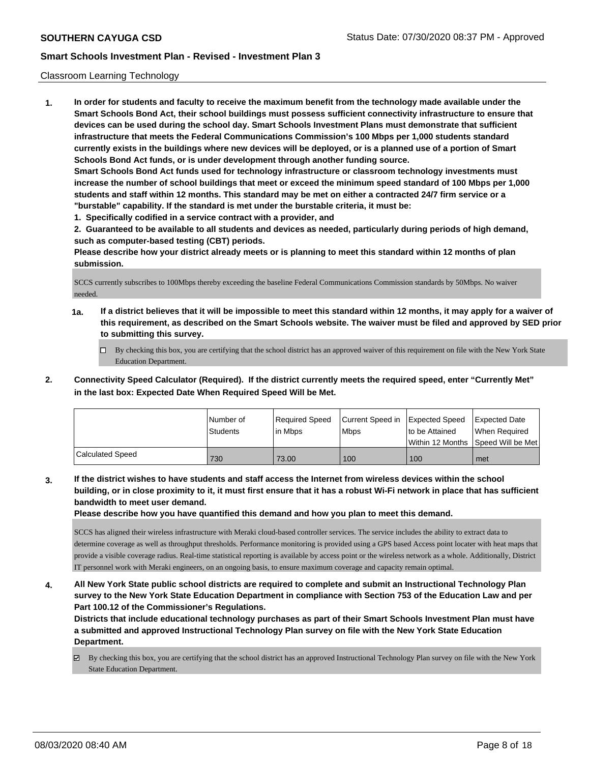Classroom Learning Technology

**1. In order for students and faculty to receive the maximum benefit from the technology made available under the Smart Schools Bond Act, their school buildings must possess sufficient connectivity infrastructure to ensure that devices can be used during the school day. Smart Schools Investment Plans must demonstrate that sufficient infrastructure that meets the Federal Communications Commission's 100 Mbps per 1,000 students standard currently exists in the buildings where new devices will be deployed, or is a planned use of a portion of Smart Schools Bond Act funds, or is under development through another funding source.**

**Smart Schools Bond Act funds used for technology infrastructure or classroom technology investments must increase the number of school buildings that meet or exceed the minimum speed standard of 100 Mbps per 1,000 students and staff within 12 months. This standard may be met on either a contracted 24/7 firm service or a "burstable" capability. If the standard is met under the burstable criteria, it must be:**

**1. Specifically codified in a service contract with a provider, and**

**2. Guaranteed to be available to all students and devices as needed, particularly during periods of high demand, such as computer-based testing (CBT) periods.**

**Please describe how your district already meets or is planning to meet this standard within 12 months of plan submission.**

SCCS currently subscribes to 100Mbps thereby exceeding the baseline Federal Communications Commission standards by 50Mbps. No waiver needed.

**1a. If a district believes that it will be impossible to meet this standard within 12 months, it may apply for a waiver of this requirement, as described on the Smart Schools website. The waiver must be filed and approved by SED prior to submitting this survey.**

☐ By checking this box, you are certifying that the school district has an approved waiver of this requirement on file with the New York State Education Department.

**2. Connectivity Speed Calculator (Required). If the district currently meets the required speed, enter "Currently Met" in the last box: Expected Date When Required Speed Will be Met.**

| | Number of Students | Required Speed in Mbps | Current Speed in Mbps | Expected Speed to be Attained Within 12 Months | Expected Date When Required Speed Will be Met |
|---|---|---|---|---|---|
| Calculated Speed | 730 | 73.00 | 100 | 100 | met |

**3. If the district wishes to have students and staff access the Internet from wireless devices within the school building, or in close proximity to it, it must first ensure that it has a robust Wi-Fi network in place that has sufficient bandwidth to meet user demand.**

**Please describe how you have quantified this demand and how you plan to meet this demand.**

SCCS has aligned their wireless infrastructure with Meraki cloud-based controller services. The service includes the ability to extract data to determine coverage as well as throughput thresholds. Performance monitoring is provided using a GPS based Access point locater with heat maps that provide a visible coverage radius. Real-time statistical reporting is available by access point or the wireless network as a whole. Additionally, District IT personnel work with Meraki engineers, on an ongoing basis, to ensure maximum coverage and capacity remain optimal.

**4. All New York State public school districts are required to complete and submit an Instructional Technology Plan survey to the New York State Education Department in compliance with Section 753 of the Education Law and per Part 100.12 of the Commissioner's Regulations.**

**Districts that include educational technology purchases as part of their Smart Schools Investment Plan must have a submitted and approved Instructional Technology Plan survey on file with the New York State Education Department.**

☑ By checking this box, you are certifying that the school district has an approved Instructional Technology Plan survey on file with the New York State Education Department.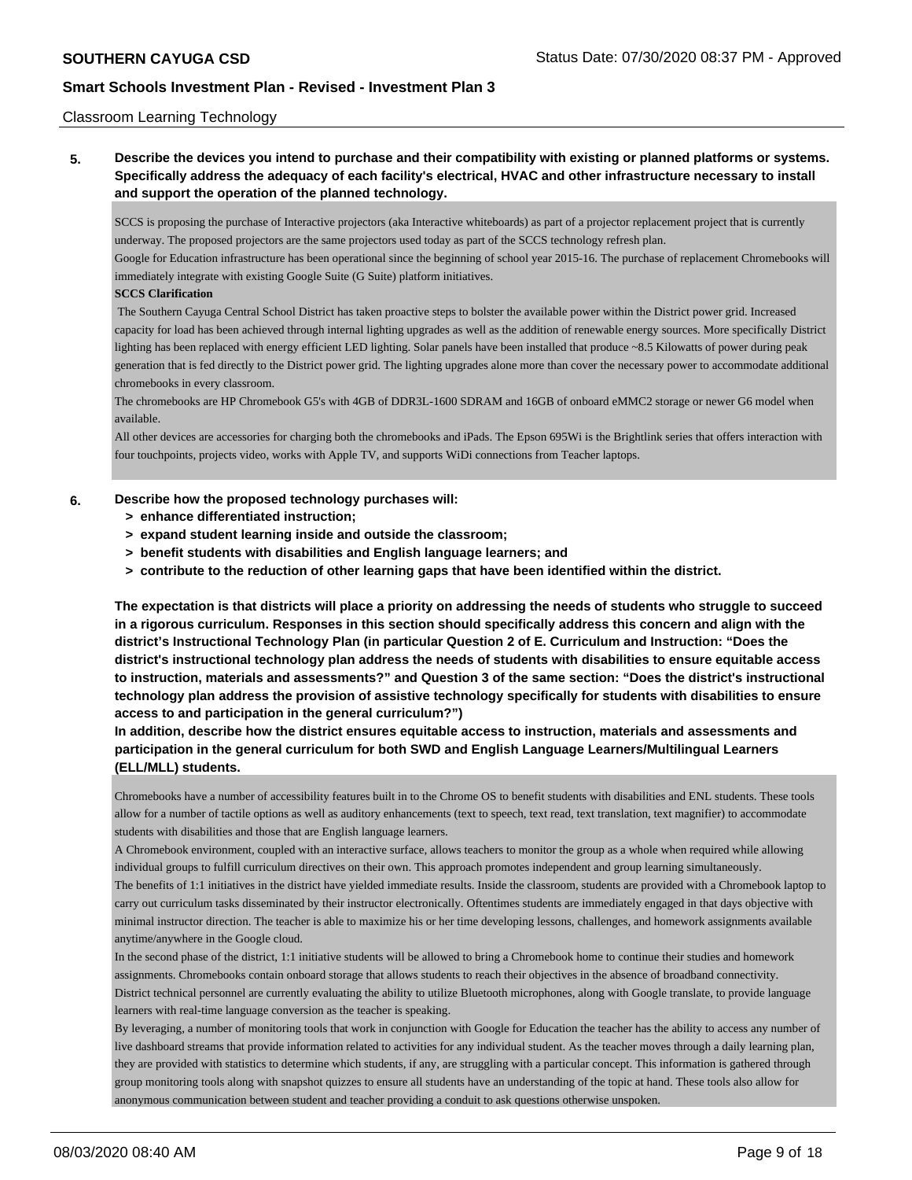Classroom Learning Technology

**5. Describe the devices you intend to purchase and their compatibility with existing or planned platforms or systems. Specifically address the adequacy of each facility's electrical, HVAC and other infrastructure necessary to install and support the operation of the planned technology.**

SCCS is proposing the purchase of Interactive projectors (aka Interactive whiteboards) as part of a projector replacement project that is currently underway. The proposed projectors are the same projectors used today as part of the SCCS technology refresh plan.

Google for Education infrastructure has been operational since the beginning of school year 2015-16. The purchase of replacement Chromebooks will immediately integrate with existing Google Suite (G Suite) platform initiatives.

**SCCS Clarification**

The Southern Cayuga Central School District has taken proactive steps to bolster the available power within the District power grid. Increased capacity for load has been achieved through internal lighting upgrades as well as the addition of renewable energy sources. More specifically District lighting has been replaced with energy efficient LED lighting. Solar panels have been installed that produce ~8.5 Kilowatts of power during peak generation that is fed directly to the District power grid. The lighting upgrades alone more than cover the necessary power to accommodate additional chromebooks in every classroom.

The chromebooks are HP Chromebook G5's with 4GB of DDR3L-1600 SDRAM and 16GB of onboard eMMC2 storage or newer G6 model when available.

All other devices are accessories for charging both the chromebooks and iPads. The Epson 695Wi is the Brightlink series that offers interaction with four touchpoints, projects video, works with Apple TV, and supports WiDi connections from Teacher laptops.

**6. Describe how the proposed technology purchases will:**

- **> enhance differentiated instruction;**
- **> expand student learning inside and outside the classroom;**
- **> benefit students with disabilities and English language learners; and**
- **> contribute to the reduction of other learning gaps that have been identified within the district.**

**The expectation is that districts will place a priority on addressing the needs of students who struggle to succeed in a rigorous curriculum. Responses in this section should specifically address this concern and align with the district's Instructional Technology Plan (in particular Question 2 of E. Curriculum and Instruction: "Does the district's instructional technology plan address the needs of students with disabilities to ensure equitable access to instruction, materials and assessments?" and Question 3 of the same section: "Does the district's instructional technology plan address the provision of assistive technology specifically for students with disabilities to ensure access to and participation in the general curriculum?")**

**In addition, describe how the district ensures equitable access to instruction, materials and assessments and participation in the general curriculum for both SWD and English Language Learners/Multilingual Learners (ELL/MLL) students.**

Chromebooks have a number of accessibility features built in to the Chrome OS to benefit students with disabilities and ENL students. These tools allow for a number of tactile options as well as auditory enhancements (text to speech, text read, text translation, text magnifier) to accommodate students with disabilities and those that are English language learners.

A Chromebook environment, coupled with an interactive surface, allows teachers to monitor the group as a whole when required while allowing individual groups to fulfill curriculum directives on their own. This approach promotes independent and group learning simultaneously.

The benefits of 1:1 initiatives in the district have yielded immediate results. Inside the classroom, students are provided with a Chromebook laptop to carry out curriculum tasks disseminated by their instructor electronically. Oftentimes students are immediately engaged in that days objective with minimal instructor direction. The teacher is able to maximize his or her time developing lessons, challenges, and homework assignments available anytime/anywhere in the Google cloud.

In the second phase of the district, 1:1 initiative students will be allowed to bring a Chromebook home to continue their studies and homework assignments. Chromebooks contain onboard storage that allows students to reach their objectives in the absence of broadband connectivity.

District technical personnel are currently evaluating the ability to utilize Bluetooth microphones, along with Google translate, to provide language learners with real-time language conversion as the teacher is speaking.

By leveraging, a number of monitoring tools that work in conjunction with Google for Education the teacher has the ability to access any number of live dashboard streams that provide information related to activities for any individual student. As the teacher moves through a daily learning plan, they are provided with statistics to determine which students, if any, are struggling with a particular concept. This information is gathered through group monitoring tools along with snapshot quizzes to ensure all students have an understanding of the topic at hand. These tools also allow for anonymous communication between student and teacher providing a conduit to ask questions otherwise unspoken.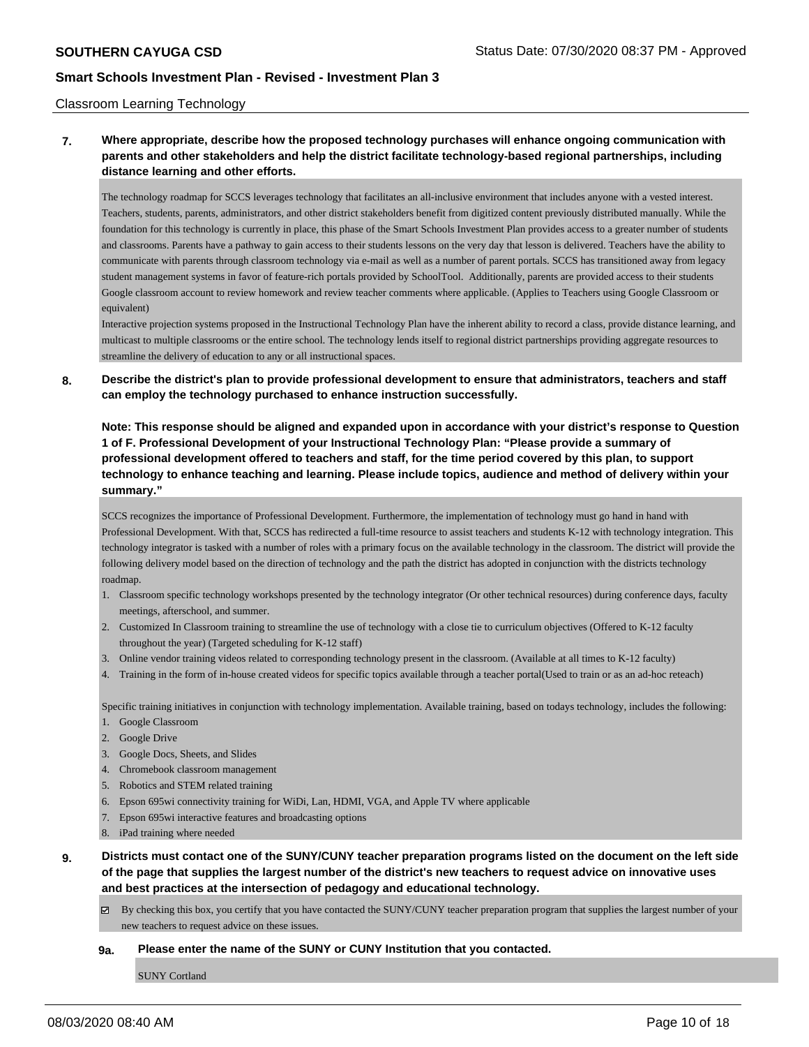Classroom Learning Technology

**7. Where appropriate, describe how the proposed technology purchases will enhance ongoing communication with parents and other stakeholders and help the district facilitate technology-based regional partnerships, including distance learning and other efforts.**

The technology roadmap for SCCS leverages technology that facilitates an all-inclusive environment that includes anyone with a vested interest. Teachers, students, parents, administrators, and other district stakeholders benefit from digitized content previously distributed manually. While the foundation for this technology is currently in place, this phase of the Smart Schools Investment Plan provides access to a greater number of students and classrooms. Parents have a pathway to gain access to their students lessons on the very day that lesson is delivered. Teachers have the ability to communicate with parents through classroom technology via e-mail as well as a number of parent portals. SCCS has transitioned away from legacy student management systems in favor of feature-rich portals provided by SchoolTool. Additionally, parents are provided access to their students Google classroom account to review homework and review teacher comments where applicable. (Applies to Teachers using Google Classroom or equivalent)

Interactive projection systems proposed in the Instructional Technology Plan have the inherent ability to record a class, provide distance learning, and multicast to multiple classrooms or the entire school. The technology lends itself to regional district partnerships providing aggregate resources to streamline the delivery of education to any or all instructional spaces.

**8. Describe the district's plan to provide professional development to ensure that administrators, teachers and staff can employ the technology purchased to enhance instruction successfully.**

**Note: This response should be aligned and expanded upon in accordance with your district's response to Question 1 of F. Professional Development of your Instructional Technology Plan: "Please provide a summary of professional development offered to teachers and staff, for the time period covered by this plan, to support technology to enhance teaching and learning. Please include topics, audience and method of delivery within your summary."**

SCCS recognizes the importance of Professional Development. Furthermore, the implementation of technology must go hand in hand with Professional Development. With that, SCCS has redirected a full-time resource to assist teachers and students K-12 with technology integration. This technology integrator is tasked with a number of roles with a primary focus on the available technology in the classroom. The district will provide the following delivery model based on the direction of technology and the path the district has adopted in conjunction with the districts technology roadmap.

1. Classroom specific technology workshops presented by the technology integrator (Or other technical resources) during conference days, faculty meetings, afterschool, and summer.
2. Customized In Classroom training to streamline the use of technology with a close tie to curriculum objectives (Offered to K-12 faculty throughout the year) (Targeted scheduling for K-12 staff)
3. Online vendor training videos related to corresponding technology present in the classroom. (Available at all times to K-12 faculty)
4. Training in the form of in-house created videos for specific topics available through a teacher portal(Used to train or as an ad-hoc reteach)

Specific training initiatives in conjunction with technology implementation. Available training, based on todays technology, includes the following:

1. Google Classroom
2. Google Drive
3. Google Docs, Sheets, and Slides
4. Chromebook classroom management
5. Robotics and STEM related training
6. Epson 695wi connectivity training for WiDi, Lan, HDMI, VGA, and Apple TV where applicable
7. Epson 695wi interactive features and broadcasting options
8. iPad training where needed

**9. Districts must contact one of the SUNY/CUNY teacher preparation programs listed on the document on the left side of the page that supplies the largest number of the district's new teachers to request advice on innovative uses and best practices at the intersection of pedagogy and educational technology.**

☑ By checking this box, you certify that you have contacted the SUNY/CUNY teacher preparation program that supplies the largest number of your new teachers to request advice on these issues.

**9a. Please enter the name of the SUNY or CUNY Institution that you contacted.**

SUNY Cortland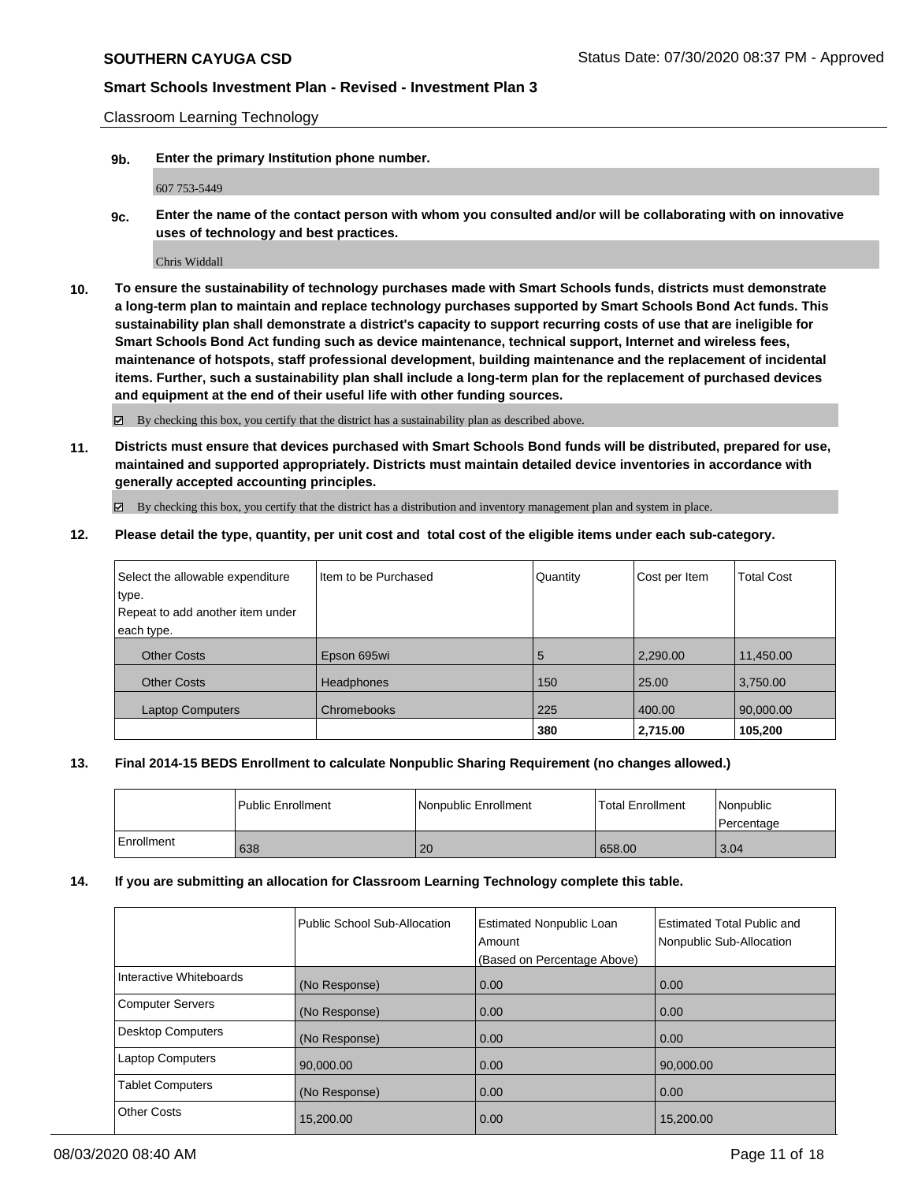Classroom Learning Technology

**9b. Enter the primary Institution phone number.**

607 753-5449

**9c. Enter the name of the contact person with whom you consulted and/or will be collaborating with on innovative uses of technology and best practices.**

Chris Widdall

**10. To ensure the sustainability of technology purchases made with Smart Schools funds, districts must demonstrate a long-term plan to maintain and replace technology purchases supported by Smart Schools Bond Act funds. This sustainability plan shall demonstrate a district's capacity to support recurring costs of use that are ineligible for Smart Schools Bond Act funding such as device maintenance, technical support, Internet and wireless fees, maintenance of hotspots, staff professional development, building maintenance and the replacement of incidental items. Further, such a sustainability plan shall include a long-term plan for the replacement of purchased devices and equipment at the end of their useful life with other funding sources.**

☑ By checking this box, you certify that the district has a sustainability plan as described above.

**11. Districts must ensure that devices purchased with Smart Schools Bond funds will be distributed, prepared for use, maintained and supported appropriately. Districts must maintain detailed device inventories in accordance with generally accepted accounting principles.**

☑ By checking this box, you certify that the district has a distribution and inventory management plan and system in place.

**12. Please detail the type, quantity, per unit cost and total cost of the eligible items under each sub-category.**

| Select the allowable expenditure type. Repeat to add another item under each type. | Item to be Purchased | Quantity | Cost per Item | Total Cost |
|---|---|---|---|---|
| Other Costs | Epson 695wi | 5 | 2,290.00 | 11,450.00 |
| Other Costs | Headphones | 150 | 25.00 | 3,750.00 |
| Laptop Computers | Chromebooks | 225 | 400.00 | 90,000.00 |
| | | **380** | **2,715.00** | **105,200** |

**13. Final 2014-15 BEDS Enrollment to calculate Nonpublic Sharing Requirement (no changes allowed.)**

| | Public Enrollment | Nonpublic Enrollment | Total Enrollment | Nonpublic Percentage |
|---|---|---|---|---|
| Enrollment | 638 | 20 | 658.00 | 3.04 |

**14. If you are submitting an allocation for Classroom Learning Technology complete this table.**

| | Public School Sub-Allocation | Estimated Nonpublic Loan Amount (Based on Percentage Above) | Estimated Total Public and Nonpublic Sub-Allocation |
|---|---|---|---|
| Interactive Whiteboards | (No Response) | 0.00 | 0.00 |
| Computer Servers | (No Response) | 0.00 | 0.00 |
| Desktop Computers | (No Response) | 0.00 | 0.00 |
| Laptop Computers | 90,000.00 | 0.00 | 90,000.00 |
| Tablet Computers | (No Response) | 0.00 | 0.00 |
| Other Costs | 15,200.00 | 0.00 | 15,200.00 |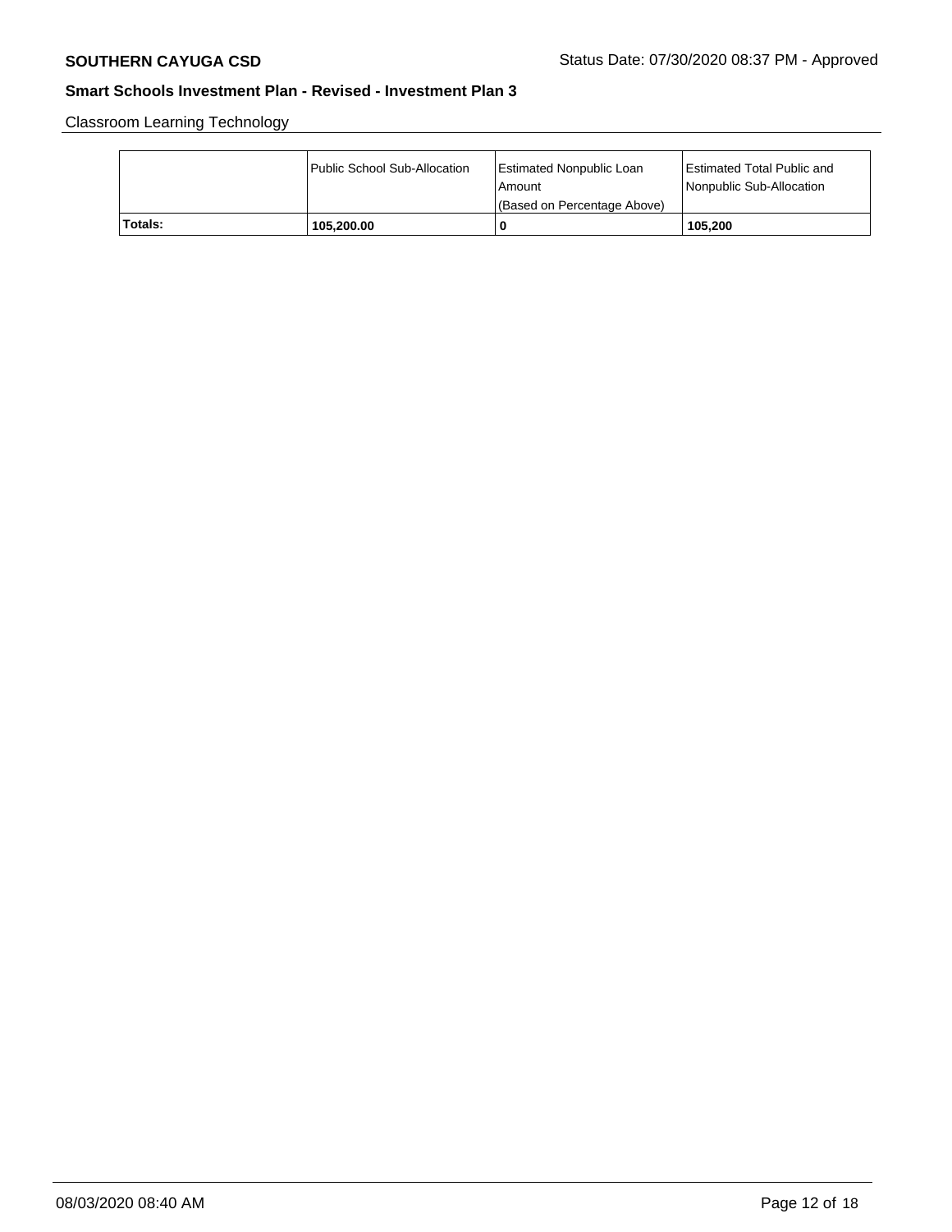Classroom Learning Technology

| | Public School Sub-Allocation | Estimated Nonpublic Loan Amount (Based on Percentage Above) | Estimated Total Public and Nonpublic Sub-Allocation |
|---|---|---|---|
| **Totals:** | **105,200.00** | **0** | **105,200** |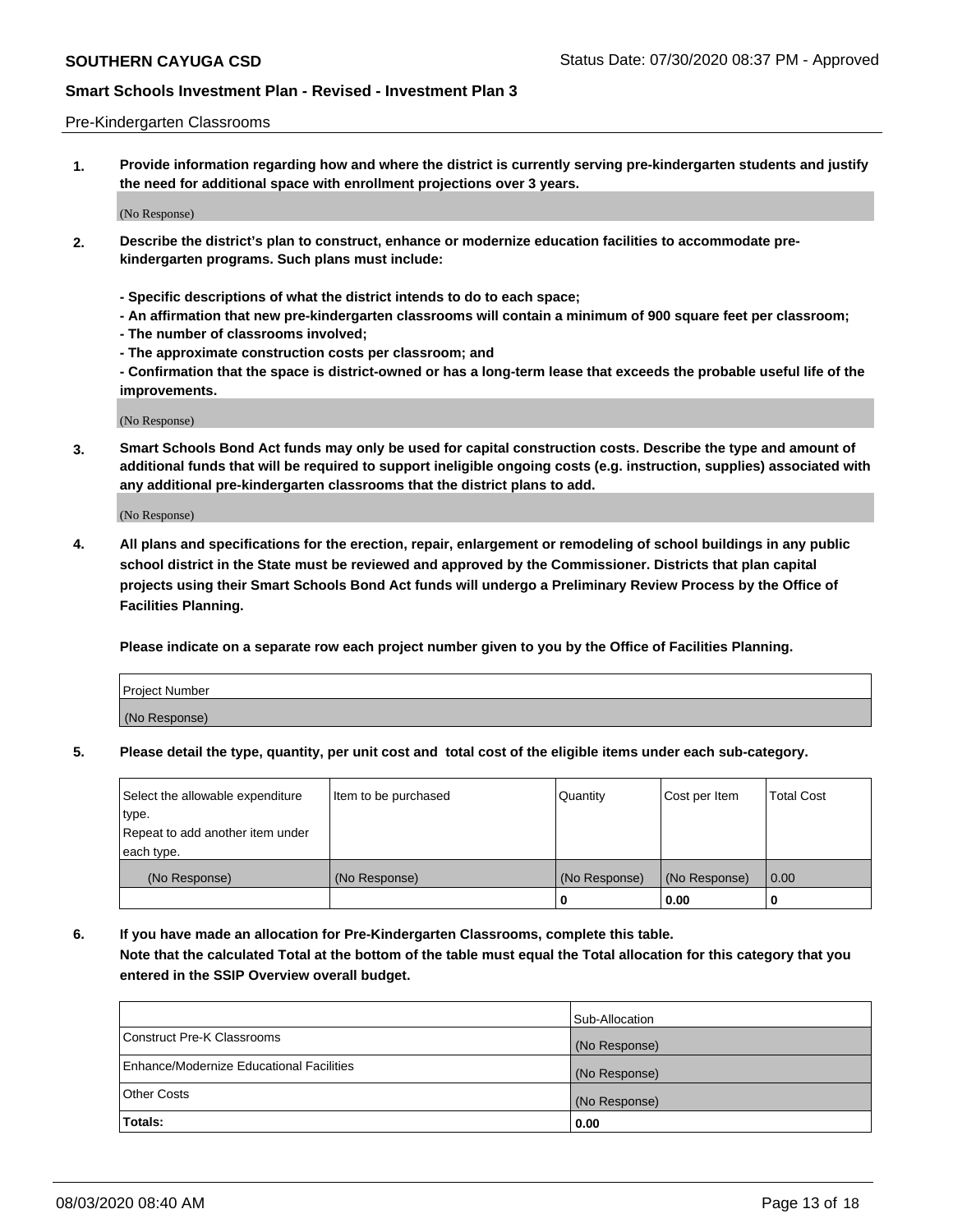Pre-Kindergarten Classrooms

**1. Provide information regarding how and where the district is currently serving pre-kindergarten students and justify the need for additional space with enrollment projections over 3 years.**

(No Response)

**2. Describe the district's plan to construct, enhance or modernize education facilities to accommodate pre-kindergarten programs. Such plans must include:**

**- Specific descriptions of what the district intends to do to each space;**
**- An affirmation that new pre-kindergarten classrooms will contain a minimum of 900 square feet per classroom;**
**- The number of classrooms involved;**
**- The approximate construction costs per classroom; and**
**- Confirmation that the space is district-owned or has a long-term lease that exceeds the probable useful life of the improvements.**

(No Response)

**3. Smart Schools Bond Act funds may only be used for capital construction costs. Describe the type and amount of additional funds that will be required to support ineligible ongoing costs (e.g. instruction, supplies) associated with any additional pre-kindergarten classrooms that the district plans to add.**

(No Response)

**4. All plans and specifications for the erection, repair, enlargement or remodeling of school buildings in any public school district in the State must be reviewed and approved by the Commissioner. Districts that plan capital projects using their Smart Schools Bond Act funds will undergo a Preliminary Review Process by the Office of Facilities Planning.**

**Please indicate on a separate row each project number given to you by the Office of Facilities Planning.**

| Project Number |
|---|
| (No Response) |

**5. Please detail the type, quantity, per unit cost and total cost of the eligible items under each sub-category.**

| Select the allowable expenditure type. Repeat to add another item under each type. | Item to be purchased | Quantity | Cost per Item | Total Cost |
|---|---|---|---|---|
| (No Response) | (No Response) | (No Response) | (No Response) | 0.00 |
| | | 0 | 0.00 | 0 |

**6. If you have made an allocation for Pre-Kindergarten Classrooms, complete this table. Note that the calculated Total at the bottom of the table must equal the Total allocation for this category that you entered in the SSIP Overview overall budget.**

| | Sub-Allocation |
|---|---|
| Construct Pre-K Classrooms | (No Response) |
| Enhance/Modernize Educational Facilities | (No Response) |
| Other Costs | (No Response) |
| **Totals:** | **0.00** |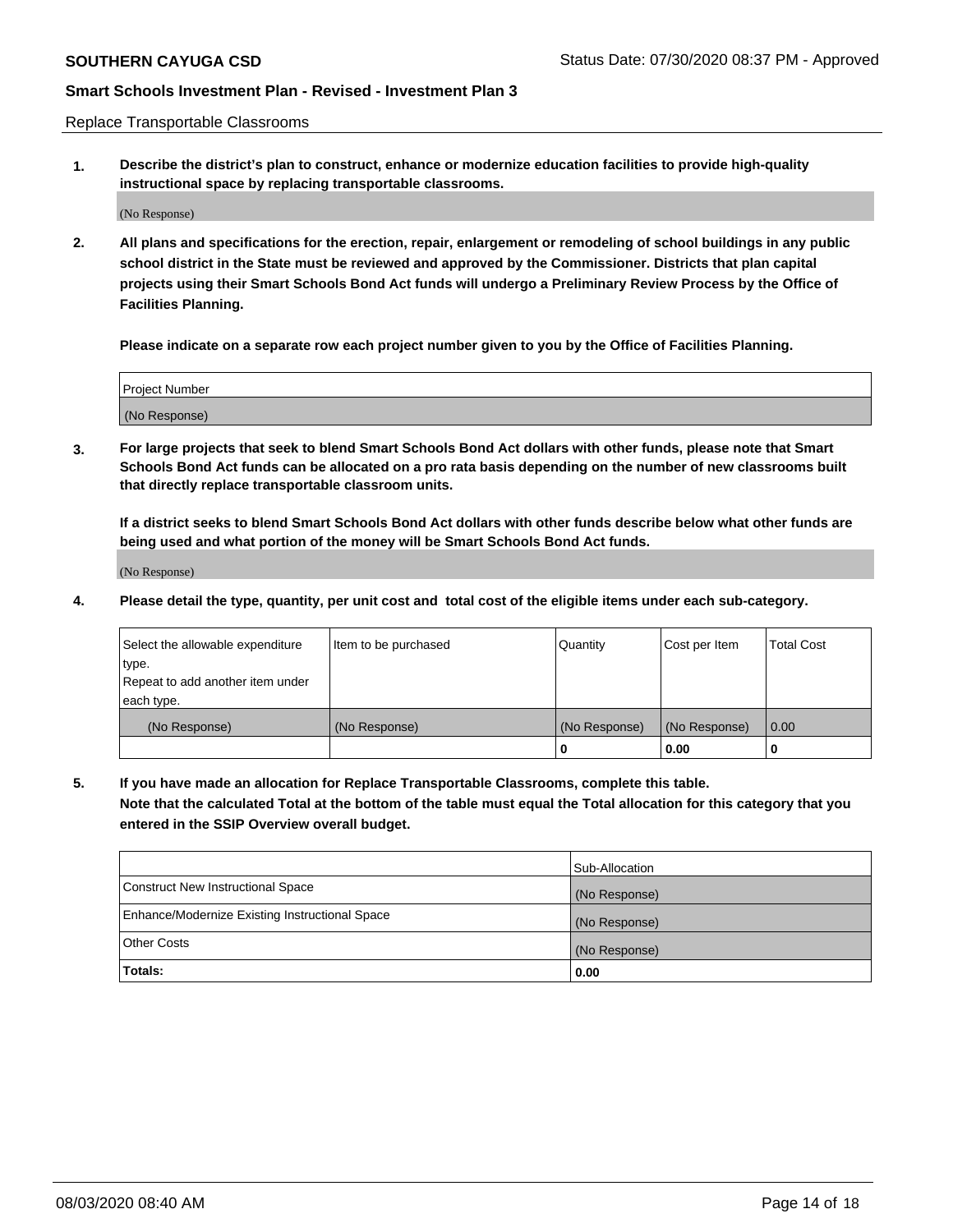Replace Transportable Classrooms

1. **Describe the district's plan to construct, enhance or modernize education facilities to provide high-quality instructional space by replacing transportable classrooms.**

(No Response)

2. **All plans and specifications for the erection, repair, enlargement or remodeling of school buildings in any public school district in the State must be reviewed and approved by the Commissioner. Districts that plan capital projects using their Smart Schools Bond Act funds will undergo a Preliminary Review Process by the Office of Facilities Planning.**

**Please indicate on a separate row each project number given to you by the Office of Facilities Planning.**

| Project Number |
|---|
| (No Response) |

3. **For large projects that seek to blend Smart Schools Bond Act dollars with other funds, please note that Smart Schools Bond Act funds can be allocated on a pro rata basis depending on the number of new classrooms built that directly replace transportable classroom units.**

**If a district seeks to blend Smart Schools Bond Act dollars with other funds describe below what other funds are being used and what portion of the money will be Smart Schools Bond Act funds.**

(No Response)

4. **Please detail the type, quantity, per unit cost and total cost of the eligible items under each sub-category.**

| Select the allowable expenditure type. Repeat to add another item under each type. | Item to be purchased | Quantity | Cost per Item | Total Cost |
|---|---|---|---|---|
| (No Response) | (No Response) | (No Response) | (No Response) | 0.00 |
| | | 0 | 0.00 | 0 |

5. **If you have made an allocation for Replace Transportable Classrooms, complete this table. Note that the calculated Total at the bottom of the table must equal the Total allocation for this category that you entered in the SSIP Overview overall budget.**

| | Sub-Allocation |
|---|---|
| Construct New Instructional Space | (No Response) |
| Enhance/Modernize Existing Instructional Space | (No Response) |
| Other Costs | (No Response) |
| **Totals:** | **0.00** |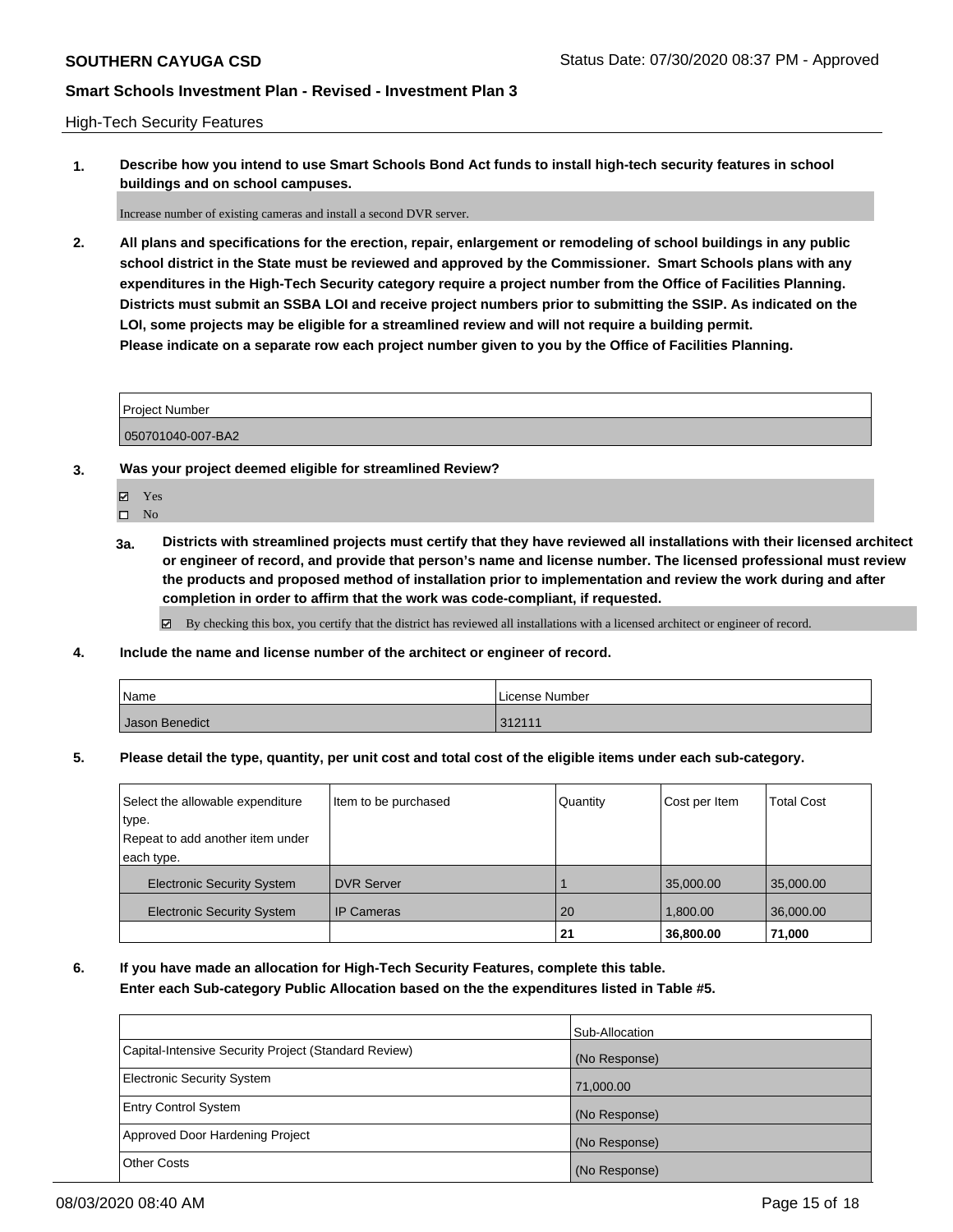**SOUTHERN CAYUGA CSD**

Status Date: 07/30/2020 08:37 PM - Approved

**Smart Schools Investment Plan - Revised - Investment Plan 3**

High-Tech Security Features

**1. Describe how you intend to use Smart Schools Bond Act funds to install high-tech security features in school buildings and on school campuses.**

Increase number of existing cameras and install a second DVR server.

**2. All plans and specifications for the erection, repair, enlargement or remodeling of school buildings in any public school district in the State must be reviewed and approved by the Commissioner. Smart Schools plans with any expenditures in the High-Tech Security category require a project number from the Office of Facilities Planning. Districts must submit an SSBA LOI and receive project numbers prior to submitting the SSIP. As indicated on the LOI, some projects may be eligible for a streamlined review and will not require a building permit. Please indicate on a separate row each project number given to you by the Office of Facilities Planning.**

| Project Number |
|---|
| 050701040-007-BA2 |

**3. Was your project deemed eligible for streamlined Review?**

☑ Yes
☐ No

**3a. Districts with streamlined projects must certify that they have reviewed all installations with their licensed architect or engineer of record, and provide that person's name and license number. The licensed professional must review the products and proposed method of installation prior to implementation and review the work during and after completion in order to affirm that the work was code-compliant, if requested.**

☑ By checking this box, you certify that the district has reviewed all installations with a licensed architect or engineer of record.

**4. Include the name and license number of the architect or engineer of record.**

| Name | License Number |
|---|---|
| Jason Benedict | 312111 |

**5. Please detail the type, quantity, per unit cost and total cost of the eligible items under each sub-category.**

| Select the allowable expenditure type. Repeat to add another item under each type. | Item to be purchased | Quantity | Cost per Item | Total Cost |
|---|---|---|---|---|
| Electronic Security System | DVR Server | 1 | 35,000.00 | 35,000.00 |
| Electronic Security System | IP Cameras | 20 | 1,800.00 | 36,000.00 |
| | | 21 | 36,800.00 | 71,000 |

**6. If you have made an allocation for High-Tech Security Features, complete this table. Enter each Sub-category Public Allocation based on the the expenditures listed in Table #5.**

| | Sub-Allocation |
|---|---|
| Capital-Intensive Security Project (Standard Review) | (No Response) |
| Electronic Security System | 71,000.00 |
| Entry Control System | (No Response) |
| Approved Door Hardening Project | (No Response) |
| Other Costs | (No Response) |

08/03/2020 08:40 AM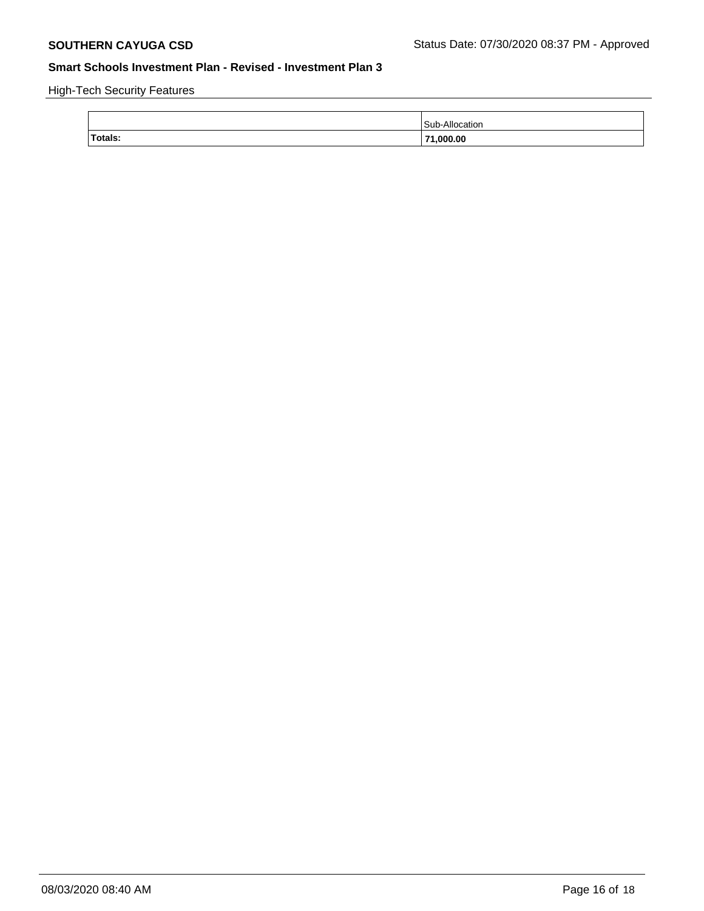High-Tech Security Features

| | Sub-Allocation |
|---|---|
| **Totals:** | **71,000.00** |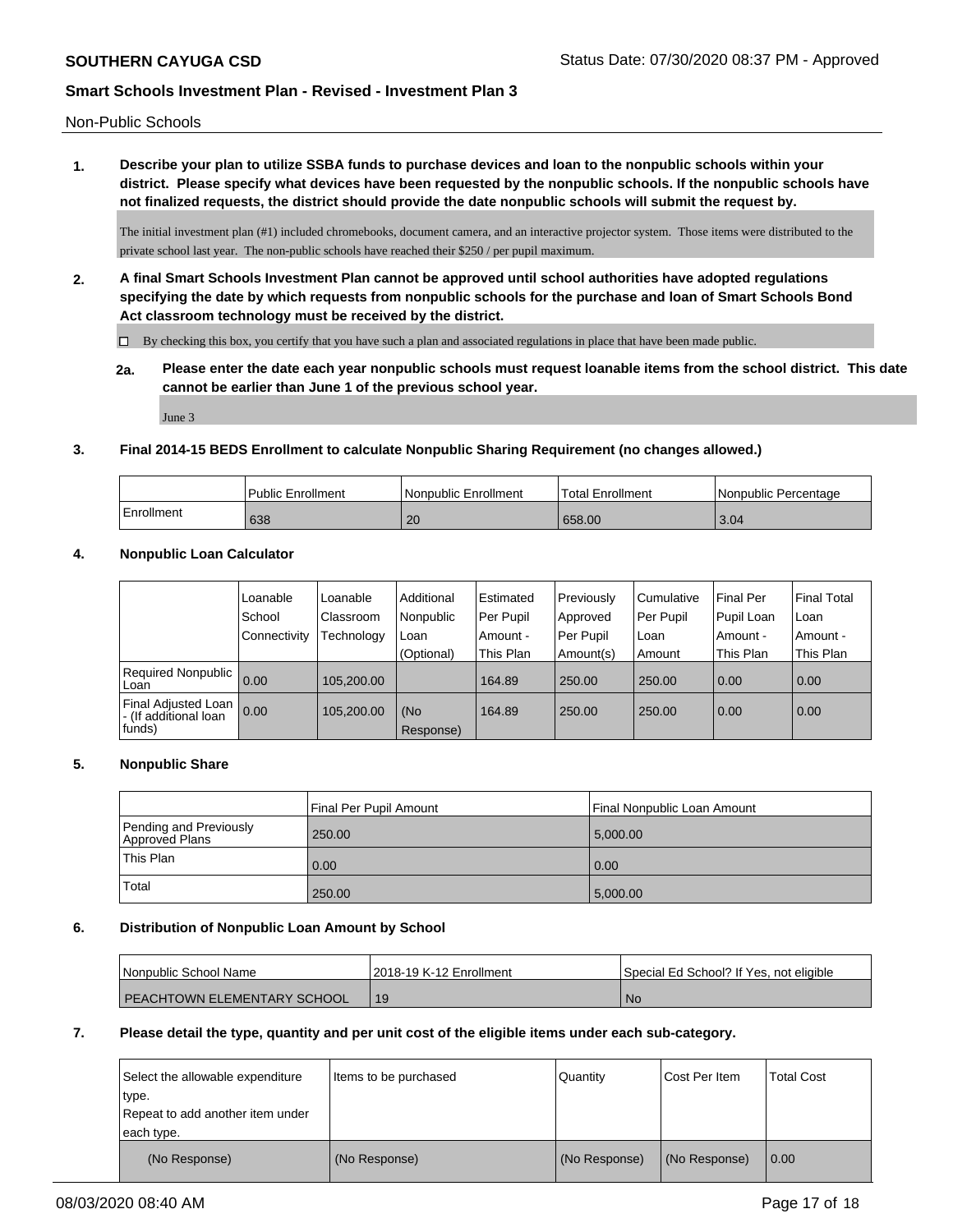Non-Public Schools

**1. Describe your plan to utilize SSBA funds to purchase devices and loan to the nonpublic schools within your district. Please specify what devices have been requested by the nonpublic schools. If the nonpublic schools have not finalized requests, the district should provide the date nonpublic schools will submit the request by.**

The initial investment plan (#1) included chromebooks, document camera, and an interactive projector system. Those items were distributed to the private school last year. The non-public schools have reached their $250 / per pupil maximum.

**2. A final Smart Schools Investment Plan cannot be approved until school authorities have adopted regulations specifying the date by which requests from nonpublic schools for the purchase and loan of Smart Schools Bond Act classroom technology must be received by the district.**

☐ By checking this box, you certify that you have such a plan and associated regulations in place that have been made public.

**2a. Please enter the date each year nonpublic schools must request loanable items from the school district. This date cannot be earlier than June 1 of the previous school year.**

June 3

**3. Final 2014-15 BEDS Enrollment to calculate Nonpublic Sharing Requirement (no changes allowed.)**

| | Public Enrollment | Nonpublic Enrollment | Total Enrollment | Nonpublic Percentage |
|---|---|---|---|---|
| Enrollment | 638 | 20 | 658.00 | 3.04 |

**4. Nonpublic Loan Calculator**

| | Loanable School Connectivity | Loanable Classroom Technology | Additional Nonpublic Loan (Optional) | Estimated Per Pupil Amount - This Plan | Previously Approved Per Pupil Amount(s) | Cumulative Per Pupil Loan Amount | Final Per Pupil Loan Amount - This Plan | Final Total Loan Amount - This Plan |
|---|---|---|---|---|---|---|---|---|
| Required Nonpublic Loan | 0.00 | 105,200.00 | | 164.89 | 250.00 | 250.00 | 0.00 | 0.00 |
| Final Adjusted Loan - (If additional loan funds) | 0.00 | 105,200.00 | (No Response) | 164.89 | 250.00 | 250.00 | 0.00 | 0.00 |

**5. Nonpublic Share**

| | Final Per Pupil Amount | Final Nonpublic Loan Amount |
|---|---|---|
| Pending and Previously Approved Plans | 250.00 | 5,000.00 |
| This Plan | 0.00 | 0.00 |
| Total | 250.00 | 5,000.00 |

**6. Distribution of Nonpublic Loan Amount by School**

| Nonpublic School Name | 2018-19 K-12 Enrollment | Special Ed School? If Yes, not eligible |
|---|---|---|
| PEACHTOWN ELEMENTARY SCHOOL | 19 | No |

**7. Please detail the type, quantity and per unit cost of the eligible items under each sub-category.**

| Select the allowable expenditure type. Repeat to add another item under each type. | Items to be purchased | Quantity | Cost Per Item | Total Cost |
|---|---|---|---|---|
| (No Response) | (No Response) | (No Response) | (No Response) | 0.00 |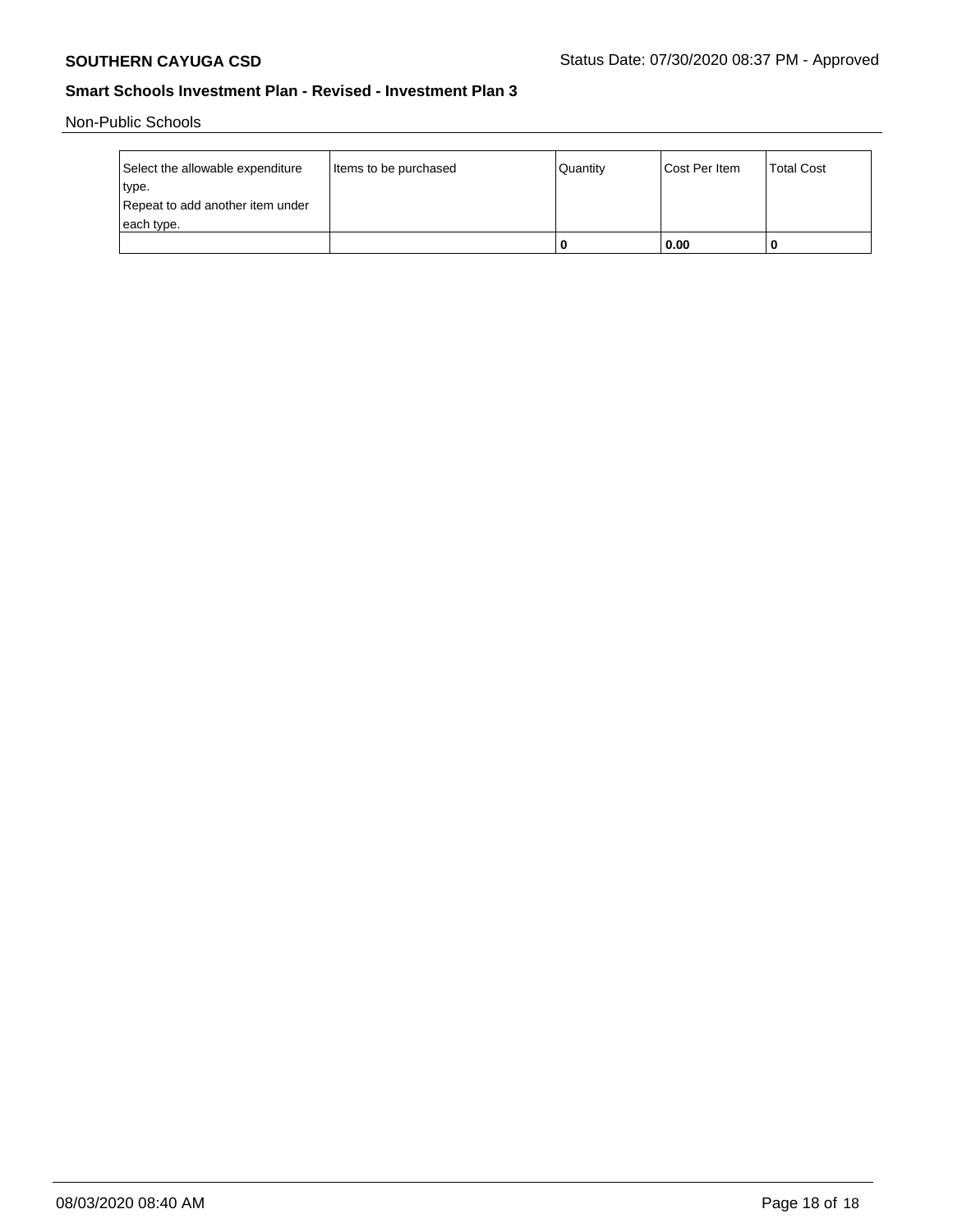Non-Public Schools

| Select the allowable expenditure type.<br>Repeat to add another item under each type. | Items to be purchased | Quantity | Cost Per Item | Total Cost |
|---|---|---|---|---|
| | | **0** | **0.00** | **0** |